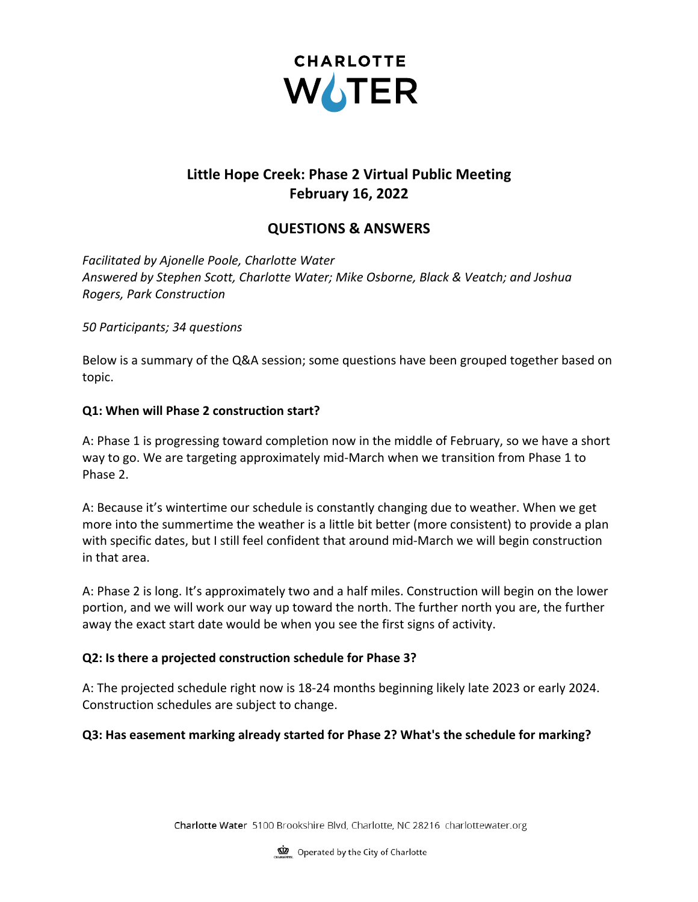# Little Hope Creek: Phase 2 Virtual Public Meeting
# February 16, 2022

## QUESTIONS & ANSWERS

*Facilitated by Ajonelle Poole, Charlotte Water*
*Answered by Stephen Scott, Charlotte Water; Mike Osborne, Black & Veatch; and Joshua Rogers, Park Construction*

*50 Participants; 34 questions*

Below is a summary of the Q&A session; some questions have been grouped together based on topic.

**Q1: When will Phase 2 construction start?**

A: Phase 1 is progressing toward completion now in the middle of February, so we have a short way to go. We are targeting approximately mid-March when we transition from Phase 1 to Phase 2.

A: Because it's wintertime our schedule is constantly changing due to weather. When we get more into the summertime the weather is a little bit better (more consistent) to provide a plan with specific dates, but I still feel confident that around mid-March we will begin construction in that area.

A: Phase 2 is long. It's approximately two and a half miles. Construction will begin on the lower portion, and we will work our way up toward the north. The further north you are, the further away the exact start date would be when you see the first signs of activity.

**Q2: Is there a projected construction schedule for Phase 3?**

A: The projected schedule right now is 18-24 months beginning likely late 2023 or early 2024. Construction schedules are subject to change.

**Q3: Has easement marking already started for Phase 2? What's the schedule for marking?**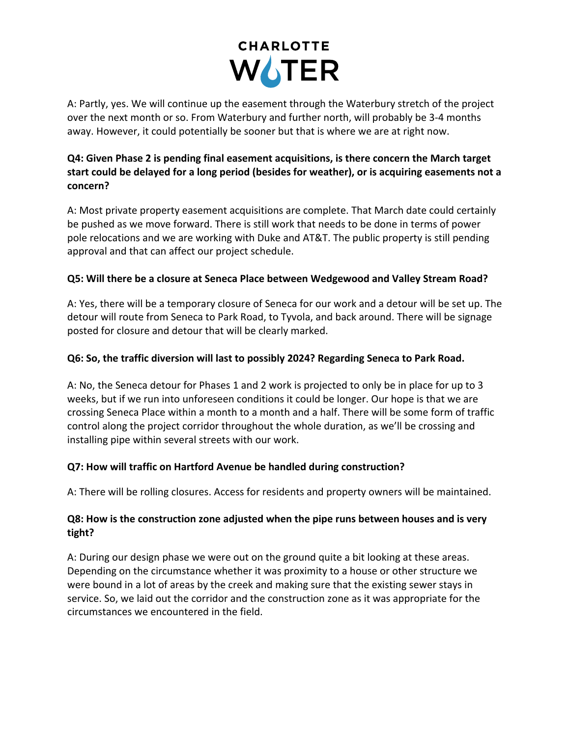A: Partly, yes. We will continue up the easement through the Waterbury stretch of the project over the next month or so. From Waterbury and further north, will probably be 3-4 months away. However, it could potentially be sooner but that is where we are at right now.

**Q4: Given Phase 2 is pending final easement acquisitions, is there concern the March target start could be delayed for a long period (besides for weather), or is acquiring easements not a concern?**

A: Most private property easement acquisitions are complete. That March date could certainly be pushed as we move forward. There is still work that needs to be done in terms of power pole relocations and we are working with Duke and AT&T. The public property is still pending approval and that can affect our project schedule.

**Q5: Will there be a closure at Seneca Place between Wedgewood and Valley Stream Road?**

A: Yes, there will be a temporary closure of Seneca for our work and a detour will be set up. The detour will route from Seneca to Park Road, to Tyvola, and back around. There will be signage posted for closure and detour that will be clearly marked.

**Q6: So, the traffic diversion will last to possibly 2024? Regarding Seneca to Park Road.**

A: No, the Seneca detour for Phases 1 and 2 work is projected to only be in place for up to 3 weeks, but if we run into unforeseen conditions it could be longer. Our hope is that we are crossing Seneca Place within a month to a month and a half. There will be some form of traffic control along the project corridor throughout the whole duration, as we'll be crossing and installing pipe within several streets with our work.

**Q7: How will traffic on Hartford Avenue be handled during construction?**

A: There will be rolling closures. Access for residents and property owners will be maintained.

**Q8: How is the construction zone adjusted when the pipe runs between houses and is very tight?**

A: During our design phase we were out on the ground quite a bit looking at these areas. Depending on the circumstance whether it was proximity to a house or other structure we were bound in a lot of areas by the creek and making sure that the existing sewer stays in service. So, we laid out the corridor and the construction zone as it was appropriate for the circumstances we encountered in the field.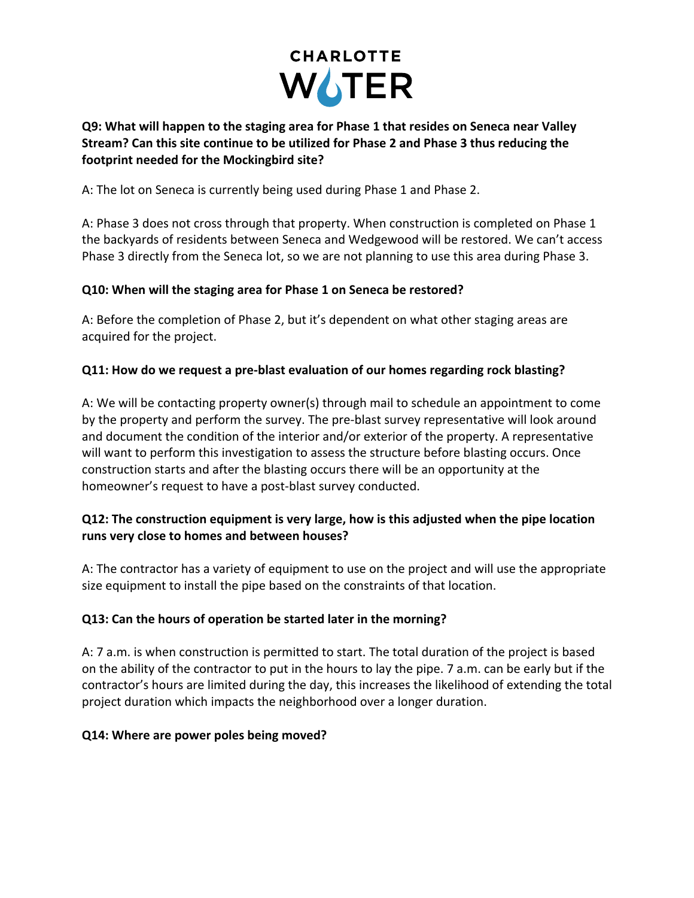**Q9: What will happen to the staging area for Phase 1 that resides on Seneca near Valley Stream? Can this site continue to be utilized for Phase 2 and Phase 3 thus reducing the footprint needed for the Mockingbird site?**

A: The lot on Seneca is currently being used during Phase 1 and Phase 2.

A: Phase 3 does not cross through that property. When construction is completed on Phase 1 the backyards of residents between Seneca and Wedgewood will be restored. We can't access Phase 3 directly from the Seneca lot, so we are not planning to use this area during Phase 3.

**Q10: When will the staging area for Phase 1 on Seneca be restored?**

A: Before the completion of Phase 2, but it's dependent on what other staging areas are acquired for the project.

**Q11: How do we request a pre-blast evaluation of our homes regarding rock blasting?**

A: We will be contacting property owner(s) through mail to schedule an appointment to come by the property and perform the survey. The pre-blast survey representative will look around and document the condition of the interior and/or exterior of the property. A representative will want to perform this investigation to assess the structure before blasting occurs. Once construction starts and after the blasting occurs there will be an opportunity at the homeowner's request to have a post-blast survey conducted.

**Q12: The construction equipment is very large, how is this adjusted when the pipe location runs very close to homes and between houses?**

A: The contractor has a variety of equipment to use on the project and will use the appropriate size equipment to install the pipe based on the constraints of that location.

**Q13: Can the hours of operation be started later in the morning?**

A: 7 a.m. is when construction is permitted to start. The total duration of the project is based on the ability of the contractor to put in the hours to lay the pipe. 7 a.m. can be early but if the contractor's hours are limited during the day, this increases the likelihood of extending the total project duration which impacts the neighborhood over a longer duration.

**Q14: Where are power poles being moved?**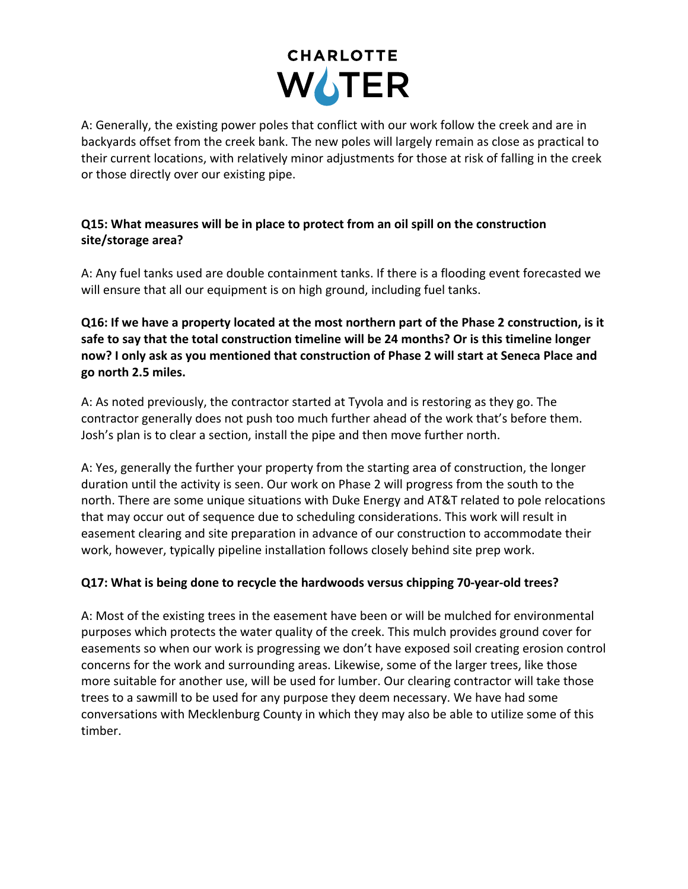A: Generally, the existing power poles that conflict with our work follow the creek and are in backyards offset from the creek bank. The new poles will largely remain as close as practical to their current locations, with relatively minor adjustments for those at risk of falling in the creek or those directly over our existing pipe.

**Q15: What measures will be in place to protect from an oil spill on the construction site/storage area?**

A: Any fuel tanks used are double containment tanks. If there is a flooding event forecasted we will ensure that all our equipment is on high ground, including fuel tanks.

**Q16: If we have a property located at the most northern part of the Phase 2 construction, is it safe to say that the total construction timeline will be 24 months? Or is this timeline longer now? I only ask as you mentioned that construction of Phase 2 will start at Seneca Place and go north 2.5 miles.**

A: As noted previously, the contractor started at Tyvola and is restoring as they go. The contractor generally does not push too much further ahead of the work that's before them. Josh's plan is to clear a section, install the pipe and then move further north.

A: Yes, generally the further your property from the starting area of construction, the longer duration until the activity is seen. Our work on Phase 2 will progress from the south to the north. There are some unique situations with Duke Energy and AT&T related to pole relocations that may occur out of sequence due to scheduling considerations. This work will result in easement clearing and site preparation in advance of our construction to accommodate their work, however, typically pipeline installation follows closely behind site prep work.

**Q17: What is being done to recycle the hardwoods versus chipping 70-year-old trees?**

A: Most of the existing trees in the easement have been or will be mulched for environmental purposes which protects the water quality of the creek. This mulch provides ground cover for easements so when our work is progressing we don't have exposed soil creating erosion control concerns for the work and surrounding areas. Likewise, some of the larger trees, like those more suitable for another use, will be used for lumber. Our clearing contractor will take those trees to a sawmill to be used for any purpose they deem necessary. We have had some conversations with Mecklenburg County in which they may also be able to utilize some of this timber.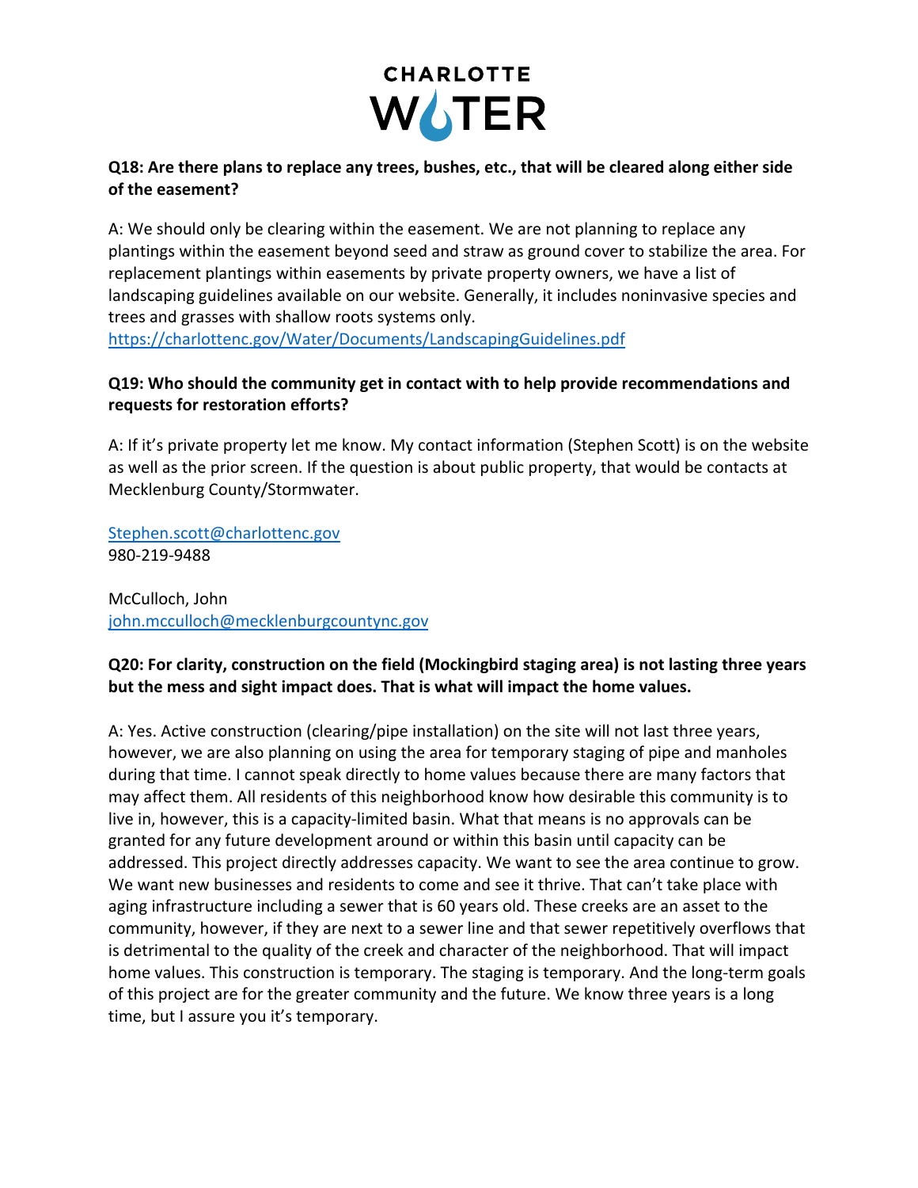**Q18: Are there plans to replace any trees, bushes, etc., that will be cleared along either side of the easement?**

A: We should only be clearing within the easement. We are not planning to replace any plantings within the easement beyond seed and straw as ground cover to stabilize the area. For replacement plantings within easements by private property owners, we have a list of landscaping guidelines available on our website. Generally, it includes noninvasive species and trees and grasses with shallow roots systems only.
https://charlottenc.gov/Water/Documents/LandscapingGuidelines.pdf

**Q19: Who should the community get in contact with to help provide recommendations and requests for restoration efforts?**

A: If it's private property let me know. My contact information (Stephen Scott) is on the website as well as the prior screen. If the question is about public property, that would be contacts at Mecklenburg County/Stormwater.

Stephen.scott@charlottenc.gov
980-219-9488

McCulloch, John
john.mcculloch@mecklenburgcountync.gov

**Q20: For clarity, construction on the field (Mockingbird staging area) is not lasting three years but the mess and sight impact does. That is what will impact the home values.**

A: Yes. Active construction (clearing/pipe installation) on the site will not last three years, however, we are also planning on using the area for temporary staging of pipe and manholes during that time. I cannot speak directly to home values because there are many factors that may affect them. All residents of this neighborhood know how desirable this community is to live in, however, this is a capacity-limited basin. What that means is no approvals can be granted for any future development around or within this basin until capacity can be addressed. This project directly addresses capacity. We want to see the area continue to grow. We want new businesses and residents to come and see it thrive. That can't take place with aging infrastructure including a sewer that is 60 years old. These creeks are an asset to the community, however, if they are next to a sewer line and that sewer repetitively overflows that is detrimental to the quality of the creek and character of the neighborhood. That will impact home values. This construction is temporary. The staging is temporary. And the long-term goals of this project are for the greater community and the future. We know three years is a long time, but I assure you it's temporary.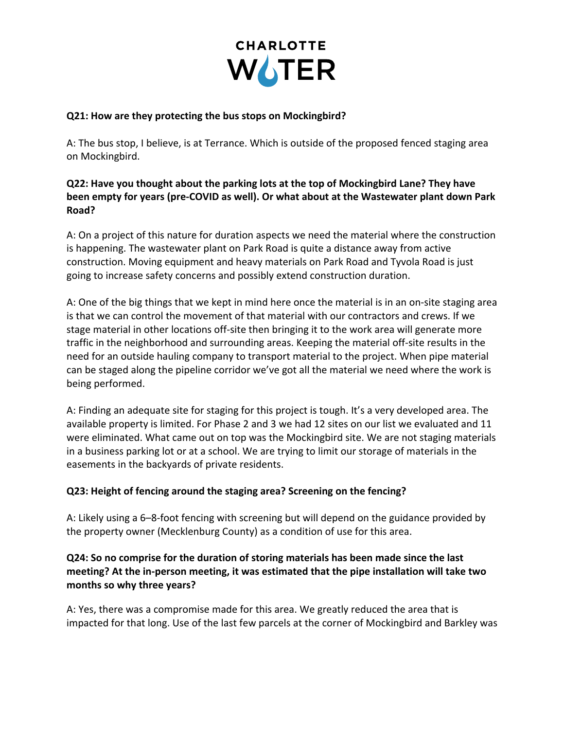**Q21: How are they protecting the bus stops on Mockingbird?**

A: The bus stop, I believe, is at Terrance. Which is outside of the proposed fenced staging area on Mockingbird.

**Q22: Have you thought about the parking lots at the top of Mockingbird Lane? They have been empty for years (pre-COVID as well). Or what about at the Wastewater plant down Park Road?**

A: On a project of this nature for duration aspects we need the material where the construction is happening. The wastewater plant on Park Road is quite a distance away from active construction. Moving equipment and heavy materials on Park Road and Tyvola Road is just going to increase safety concerns and possibly extend construction duration.

A: One of the big things that we kept in mind here once the material is in an on-site staging area is that we can control the movement of that material with our contractors and crews. If we stage material in other locations off-site then bringing it to the work area will generate more traffic in the neighborhood and surrounding areas. Keeping the material off-site results in the need for an outside hauling company to transport material to the project. When pipe material can be staged along the pipeline corridor we've got all the material we need where the work is being performed.

A: Finding an adequate site for staging for this project is tough. It's a very developed area. The available property is limited. For Phase 2 and 3 we had 12 sites on our list we evaluated and 11 were eliminated. What came out on top was the Mockingbird site. We are not staging materials in a business parking lot or at a school. We are trying to limit our storage of materials in the easements in the backyards of private residents.

**Q23: Height of fencing around the staging area? Screening on the fencing?**

A: Likely using a 6–8-foot fencing with screening but will depend on the guidance provided by the property owner (Mecklenburg County) as a condition of use for this area.

**Q24: So no comprise for the duration of storing materials has been made since the last meeting? At the in-person meeting, it was estimated that the pipe installation will take two months so why three years?**

A: Yes, there was a compromise made for this area. We greatly reduced the area that is impacted for that long. Use of the last few parcels at the corner of Mockingbird and Barkley was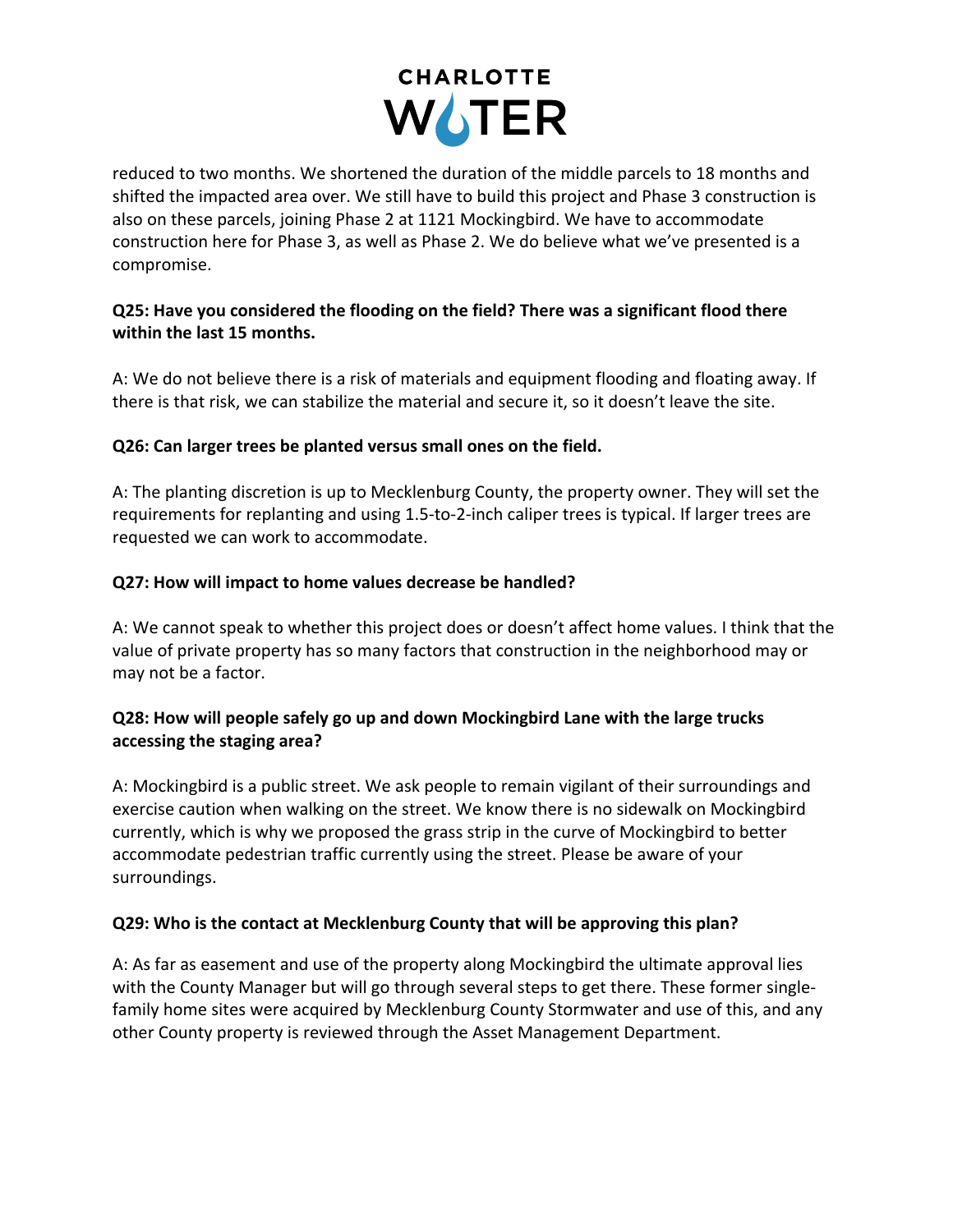reduced to two months. We shortened the duration of the middle parcels to 18 months and shifted the impacted area over. We still have to build this project and Phase 3 construction is also on these parcels, joining Phase 2 at 1121 Mockingbird. We have to accommodate construction here for Phase 3, as well as Phase 2. We do believe what we've presented is a compromise.

**Q25: Have you considered the flooding on the field? There was a significant flood there within the last 15 months.**

A: We do not believe there is a risk of materials and equipment flooding and floating away. If there is that risk, we can stabilize the material and secure it, so it doesn't leave the site.

**Q26: Can larger trees be planted versus small ones on the field.**

A: The planting discretion is up to Mecklenburg County, the property owner. They will set the requirements for replanting and using 1.5-to-2-inch caliper trees is typical. If larger trees are requested we can work to accommodate.

**Q27: How will impact to home values decrease be handled?**

A: We cannot speak to whether this project does or doesn't affect home values. I think that the value of private property has so many factors that construction in the neighborhood may or may not be a factor.

**Q28: How will people safely go up and down Mockingbird Lane with the large trucks accessing the staging area?**

A: Mockingbird is a public street. We ask people to remain vigilant of their surroundings and exercise caution when walking on the street. We know there is no sidewalk on Mockingbird currently, which is why we proposed the grass strip in the curve of Mockingbird to better accommodate pedestrian traffic currently using the street. Please be aware of your surroundings.

**Q29: Who is the contact at Mecklenburg County that will be approving this plan?**

A: As far as easement and use of the property along Mockingbird the ultimate approval lies with the County Manager but will go through several steps to get there. These former single-family home sites were acquired by Mecklenburg County Stormwater and use of this, and any other County property is reviewed through the Asset Management Department.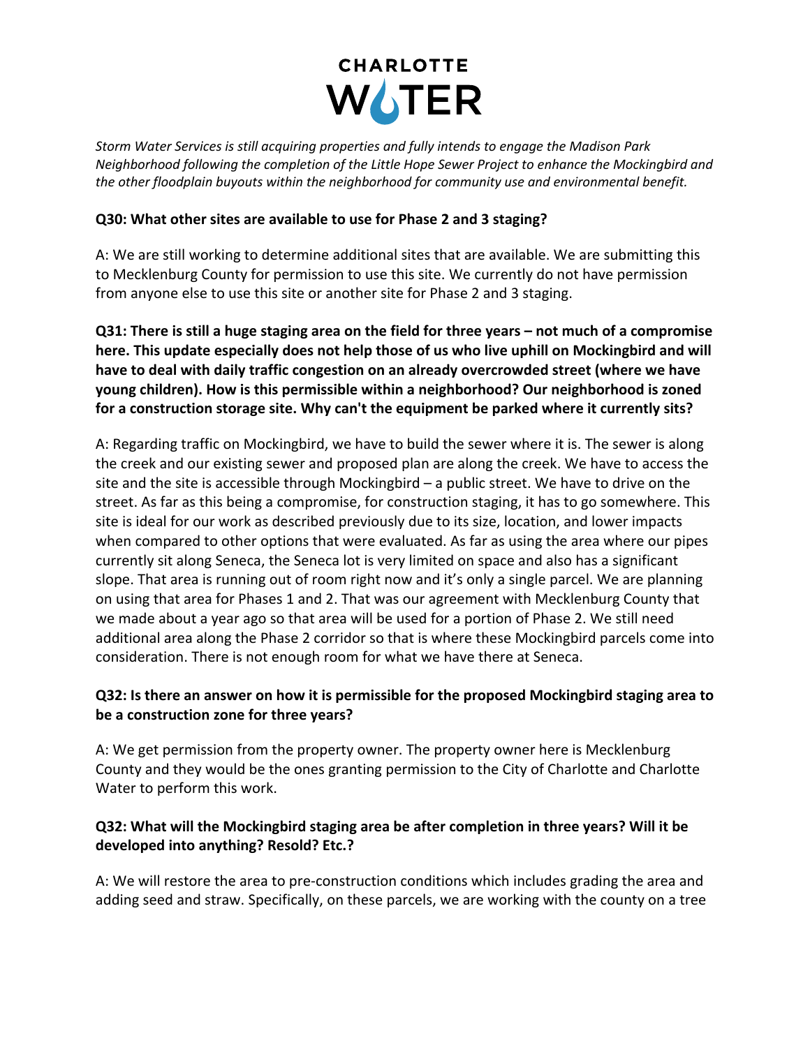*Storm Water Services is still acquiring properties and fully intends to engage the Madison Park Neighborhood following the completion of the Little Hope Sewer Project to enhance the Mockingbird and the other floodplain buyouts within the neighborhood for community use and environmental benefit.*

**Q30: What other sites are available to use for Phase 2 and 3 staging?**

A: We are still working to determine additional sites that are available. We are submitting this to Mecklenburg County for permission to use this site. We currently do not have permission from anyone else to use this site or another site for Phase 2 and 3 staging.

**Q31: There is still a huge staging area on the field for three years – not much of a compromise here. This update especially does not help those of us who live uphill on Mockingbird and will have to deal with daily traffic congestion on an already overcrowded street (where we have young children). How is this permissible within a neighborhood? Our neighborhood is zoned for a construction storage site. Why can't the equipment be parked where it currently sits?**

A: Regarding traffic on Mockingbird, we have to build the sewer where it is. The sewer is along the creek and our existing sewer and proposed plan are along the creek. We have to access the site and the site is accessible through Mockingbird – a public street. We have to drive on the street. As far as this being a compromise, for construction staging, it has to go somewhere. This site is ideal for our work as described previously due to its size, location, and lower impacts when compared to other options that were evaluated. As far as using the area where our pipes currently sit along Seneca, the Seneca lot is very limited on space and also has a significant slope. That area is running out of room right now and it's only a single parcel. We are planning on using that area for Phases 1 and 2. That was our agreement with Mecklenburg County that we made about a year ago so that area will be used for a portion of Phase 2. We still need additional area along the Phase 2 corridor so that is where these Mockingbird parcels come into consideration. There is not enough room for what we have there at Seneca.

**Q32: Is there an answer on how it is permissible for the proposed Mockingbird staging area to be a construction zone for three years?**

A: We get permission from the property owner. The property owner here is Mecklenburg County and they would be the ones granting permission to the City of Charlotte and Charlotte Water to perform this work.

**Q32: What will the Mockingbird staging area be after completion in three years? Will it be developed into anything? Resold? Etc.?**

A: We will restore the area to pre-construction conditions which includes grading the area and adding seed and straw. Specifically, on these parcels, we are working with the county on a tree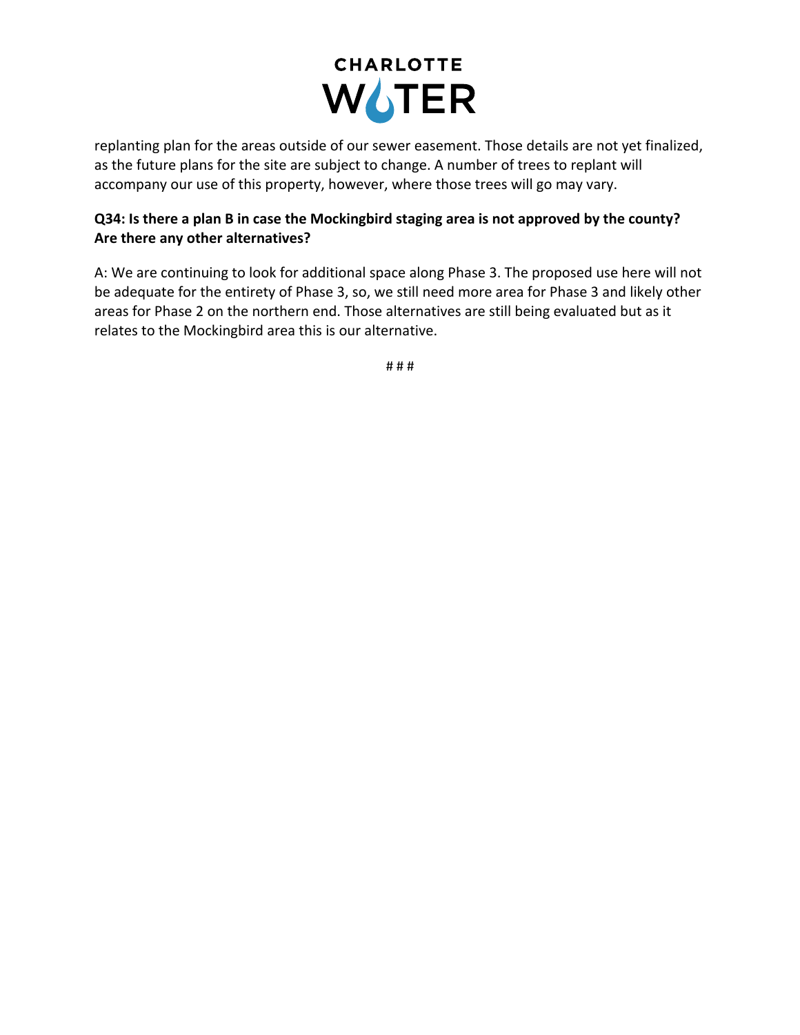replanting plan for the areas outside of our sewer easement. Those details are not yet finalized, as the future plans for the site are subject to change. A number of trees to replant will accompany our use of this property, however, where those trees will go may vary.

**Q34: Is there a plan B in case the Mockingbird staging area is not approved by the county? Are there any other alternatives?**

A: We are continuing to look for additional space along Phase 3. The proposed use here will not be adequate for the entirety of Phase 3, so, we still need more area for Phase 3 and likely other areas for Phase 2 on the northern end. Those alternatives are still being evaluated but as it relates to the Mockingbird area this is our alternative.

# # #